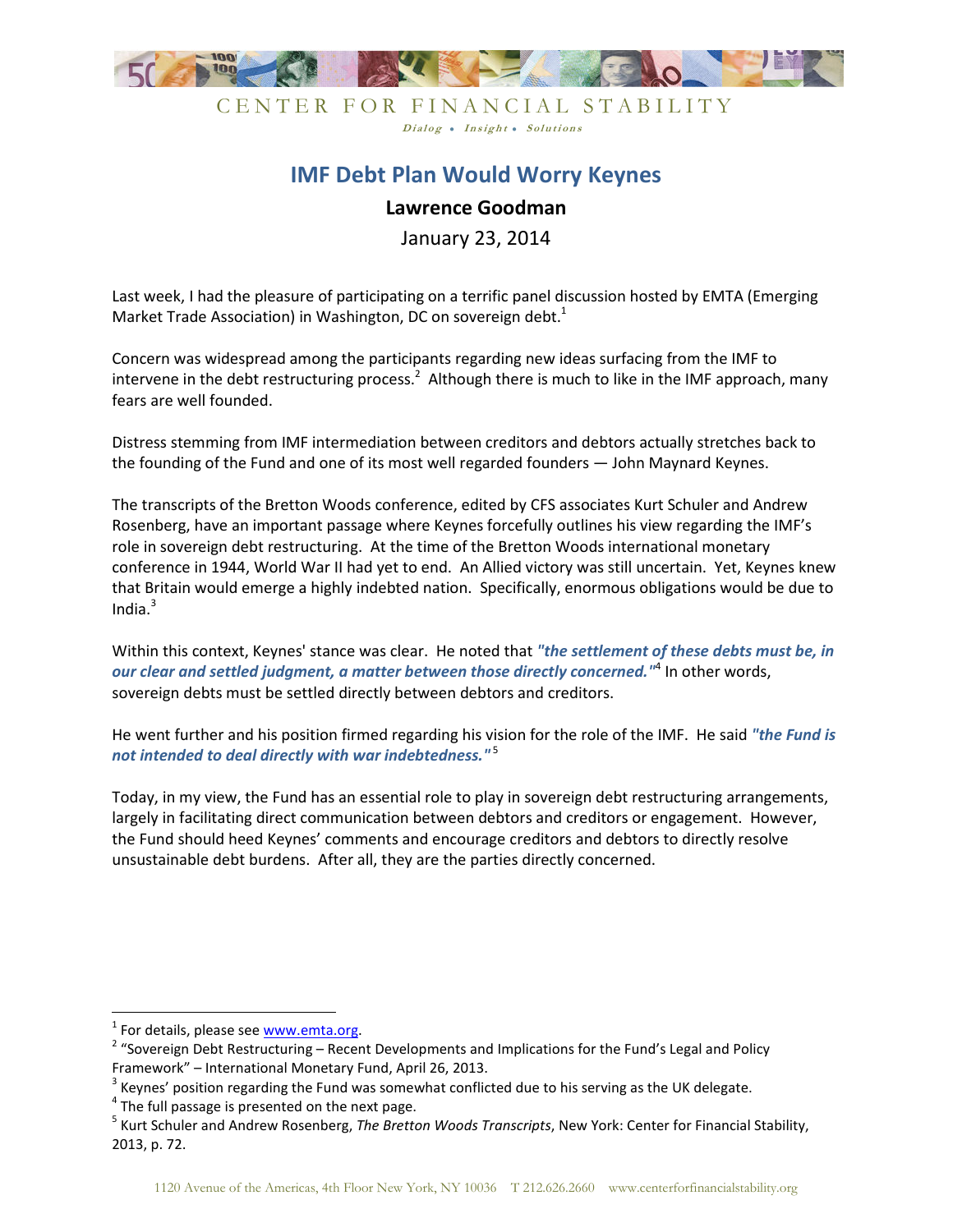CENTER FOR FINANCIAL STABILITY

*Dialog • Insight • Solutions*

# IMF Debt Plan Would Worry Keynes

**Lawrence Goodman**

January 23, 2014

Last week, I had the pleasure of participating on a terrific panel discussion hosted by EMTA (Emerging Market Trade Association) in Washington, DC on sovereign debt.[1]

Concern was widespread among the participants regarding new ideas surfacing from the IMF to intervene in the debt restructuring process.[2] Although there is much to like in the IMF approach, many fears are well founded.

Distress stemming from IMF intermediation between creditors and debtors actually stretches back to the founding of the Fund and one of its most well regarded founders — John Maynard Keynes.

The transcripts of the Bretton Woods conference, edited by CFS associates Kurt Schuler and Andrew Rosenberg, have an important passage where Keynes forcefully outlines his view regarding the IMF's role in sovereign debt restructuring. At the time of the Bretton Woods international monetary conference in 1944, World War II had yet to end. An Allied victory was still uncertain. Yet, Keynes knew that Britain would emerge a highly indebted nation. Specifically, enormous obligations would be due to India.[3]

Within this context, Keynes' stance was clear. He noted that ***"the settlement of these debts must be, in our clear and settled judgment, a matter between those directly concerned."***[4] In other words, sovereign debts must be settled directly between debtors and creditors.

He went further and his position firmed regarding his vision for the role of the IMF. He said ***"the Fund is not intended to deal directly with war indebtedness."***[5]

Today, in my view, the Fund has an essential role to play in sovereign debt restructuring arrangements, largely in facilitating direct communication between debtors and creditors or engagement. However, the Fund should heed Keynes' comments and encourage creditors and debtors to directly resolve unsustainable debt burdens. After all, they are the parties directly concerned.

---

[1] For details, please see www.emta.org.

[2] "Sovereign Debt Restructuring – Recent Developments and Implications for the Fund's Legal and Policy Framework" – International Monetary Fund, April 26, 2013.

[3] Keynes' position regarding the Fund was somewhat conflicted due to his serving as the UK delegate.

[4] The full passage is presented on the next page.

[5] Kurt Schuler and Andrew Rosenberg, *The Bretton Woods Transcripts*, New York: Center for Financial Stability, 2013, p. 72.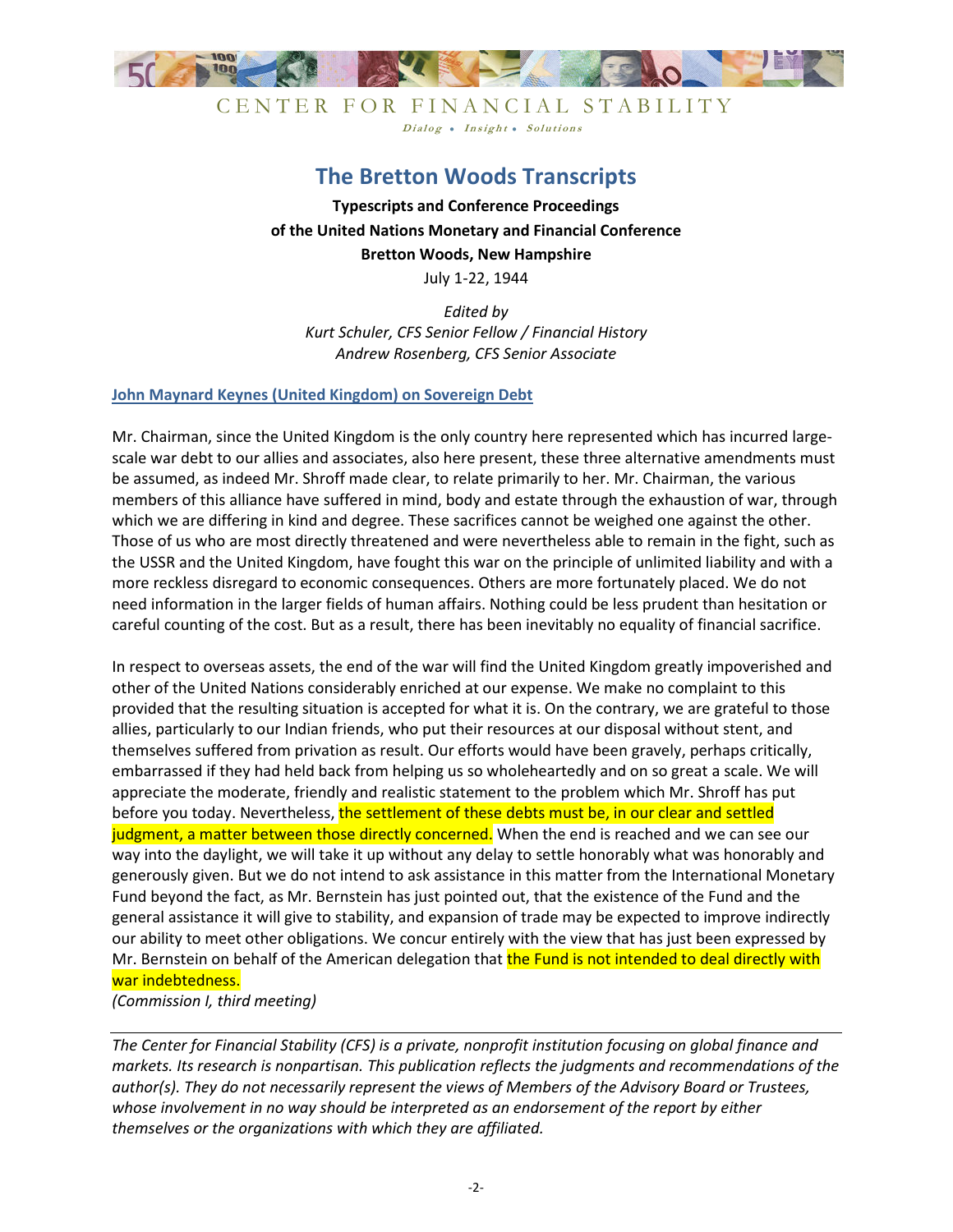CENTER FOR FINANCIAL STABILITY

*Dialog • Insight • Solutions*

# The Bretton Woods Transcripts

**Typescripts and Conference Proceedings**
**of the United Nations Monetary and Financial Conference**
**Bretton Woods, New Hampshire**
July 1-22, 1944

*Edited by*
*Kurt Schuler, CFS Senior Fellow / Financial History*
*Andrew Rosenberg, CFS Senior Associate*

## John Maynard Keynes (United Kingdom) on Sovereign Debt

Mr. Chairman, since the United Kingdom is the only country here represented which has incurred large-scale war debt to our allies and associates, also here present, these three alternative amendments must be assumed, as indeed Mr. Shroff made clear, to relate primarily to her. Mr. Chairman, the various members of this alliance have suffered in mind, body and estate through the exhaustion of war, through which we are differing in kind and degree. These sacrifices cannot be weighed one against the other. Those of us who are most directly threatened and were nevertheless able to remain in the fight, such as the USSR and the United Kingdom, have fought this war on the principle of unlimited liability and with a more reckless disregard to economic consequences. Others are more fortunately placed. We do not need information in the larger fields of human affairs. Nothing could be less prudent than hesitation or careful counting of the cost. But as a result, there has been inevitably no equality of financial sacrifice.

In respect to overseas assets, the end of the war will find the United Kingdom greatly impoverished and other of the United Nations considerably enriched at our expense. We make no complaint to this provided that the resulting situation is accepted for what it is. On the contrary, we are grateful to those allies, particularly to our Indian friends, who put their resources at our disposal without stent, and themselves suffered from privation as result. Our efforts would have been gravely, perhaps critically, embarrassed if they had held back from helping us so wholeheartedly and on so great a scale. We will appreciate the moderate, friendly and realistic statement to the problem which Mr. Shroff has put before you today. Nevertheless, the settlement of these debts must be, in our clear and settled judgment, a matter between those directly concerned. When the end is reached and we can see our way into the daylight, we will take it up without any delay to settle honorably what was honorably and generously given. But we do not intend to ask assistance in this matter from the International Monetary Fund beyond the fact, as Mr. Bernstein has just pointed out, that the existence of the Fund and the general assistance it will give to stability, and expansion of trade may be expected to improve indirectly our ability to meet other obligations. We concur entirely with the view that has just been expressed by Mr. Bernstein on behalf of the American delegation that the Fund is not intended to deal directly with war indebtedness.

*(Commission I, third meeting)*

---

*The Center for Financial Stability (CFS) is a private, nonprofit institution focusing on global finance and markets. Its research is nonpartisan. This publication reflects the judgments and recommendations of the author(s). They do not necessarily represent the views of Members of the Advisory Board or Trustees, whose involvement in no way should be interpreted as an endorsement of the report by either themselves or the organizations with which they are affiliated.*